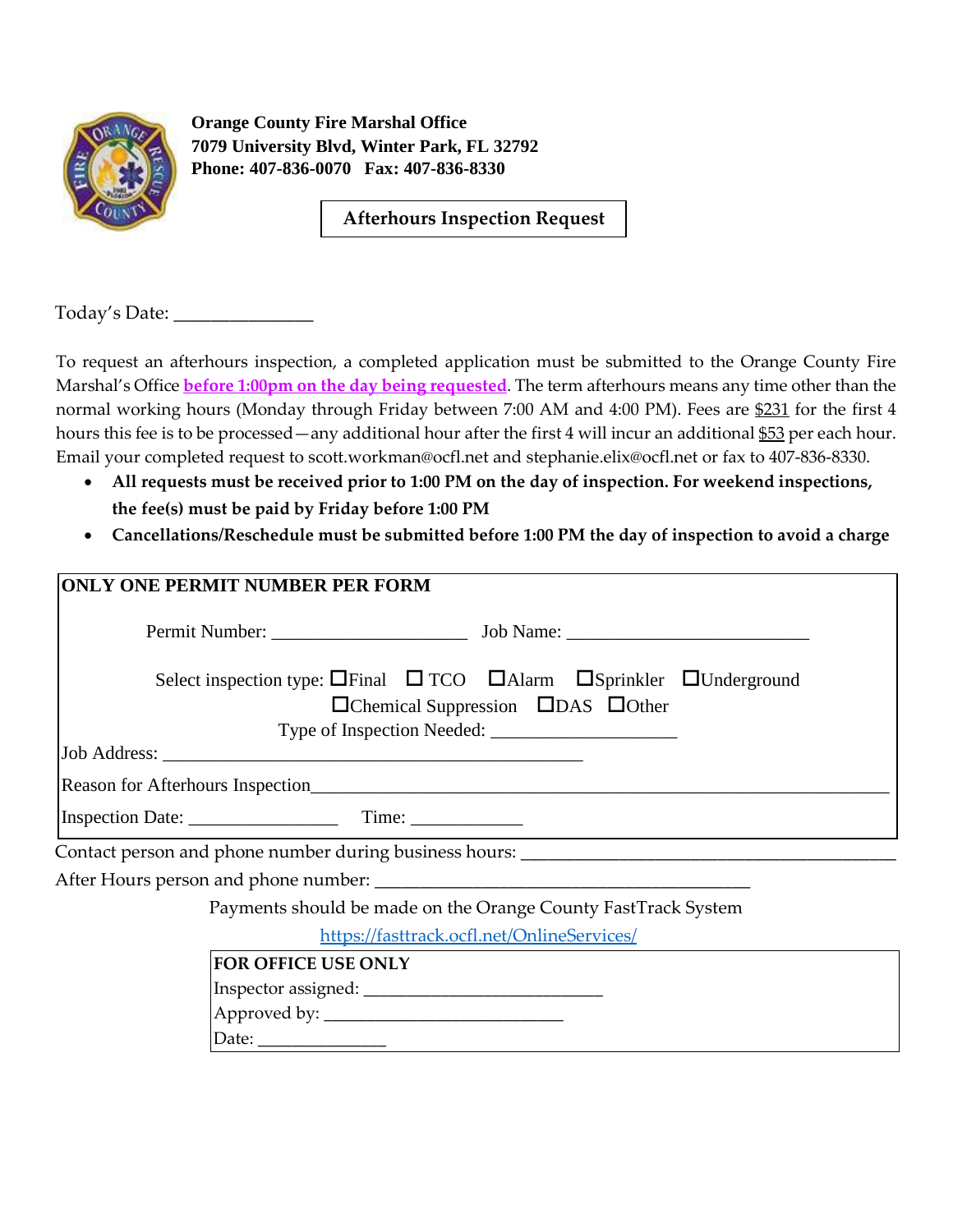**Orange County Fire Marshal Office**
**7079 University Blvd, Winter Park, FL 32792**
**Phone: 407-836-0070 Fax: 407-836-8330**

# Afterhours Inspection Request

Today's Date: _______________

To request an afterhours inspection, a completed application must be submitted to the Orange County Fire Marshal's Office **before 1:00pm on the day being requested**. The term afterhours means any time other than the normal working hours (Monday through Friday between 7:00 AM and 4:00 PM). Fees are $231 for the first 4 hours this fee is to be processed—any additional hour after the first 4 will incur an additional $53 per each hour. Email your completed request to scott.workman@ocfl.net and stephanie.elix@ocfl.net or fax to 407-836-8330.

- **All requests must be received prior to 1:00 PM on the day of inspection. For weekend inspections, the fee(s) must be paid by Friday before 1:00 PM**
- **Cancellations/Reschedule must be submitted before 1:00 PM the day of inspection to avoid a charge**

**ONLY ONE PERMIT NUMBER PER FORM**

Permit Number: _____________________ Job Name: __________________________

Select inspection type: ☐Final ☐TCO ☐Alarm ☐Sprinkler ☐Underground ☐Chemical Suppression ☐DAS ☐Other

Type of Inspection Needed: ____________________

Job Address: ______________________________________________

Reason for Afterhours Inspection_____________________________________________________________

Inspection Date: ________________ Time: ____________

Contact person and phone number during business hours: ________________________________________

After Hours person and phone number: __________________________________________

Payments should be made on the Orange County FastTrack System

https://fasttrack.ocfl.net/OnlineServices/

**FOR OFFICE USE ONLY**

Inspector assigned: __________________________

Approved by: __________________________

Date: ______________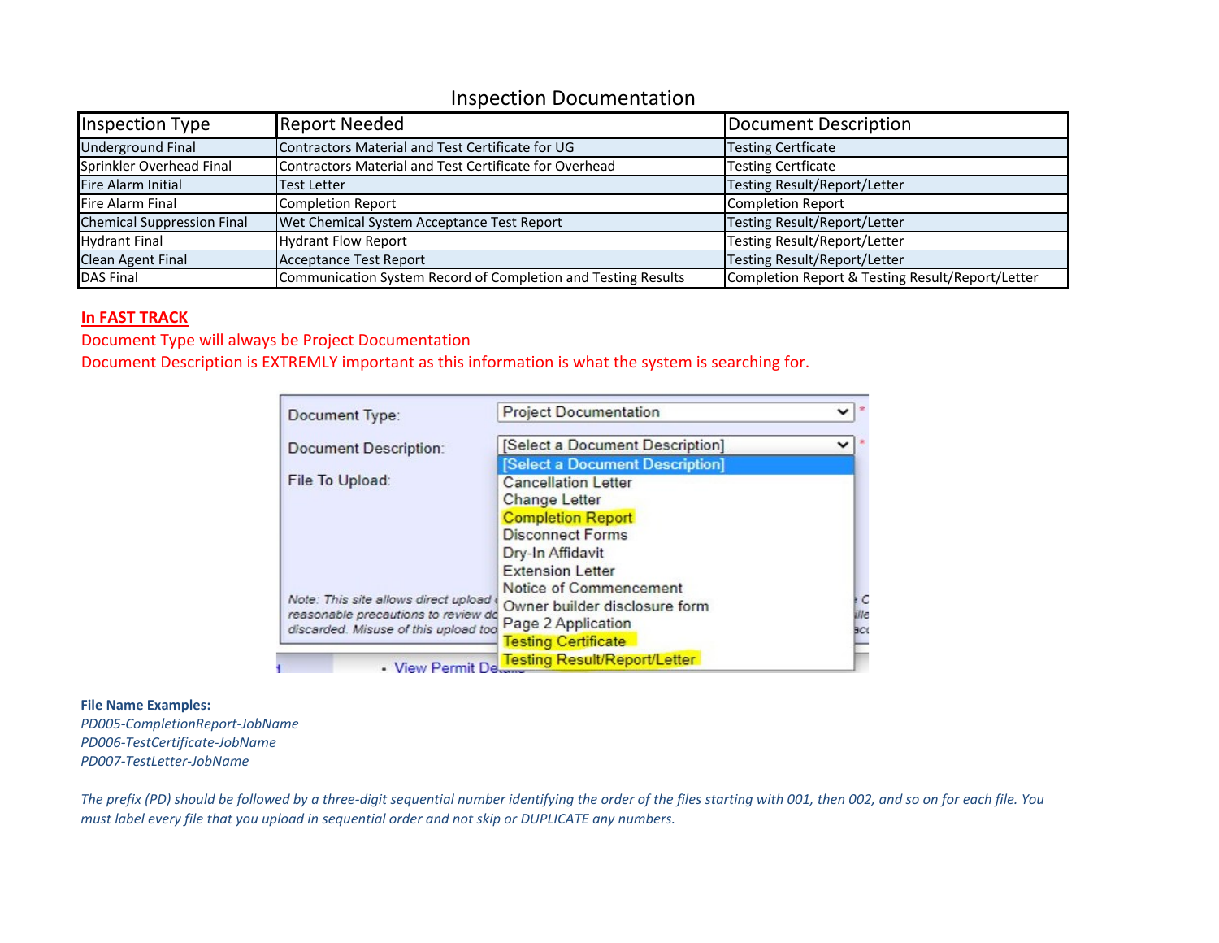## Inspection Documentation

| Inspection Type | Report Needed | Document Description |
| --- | --- | --- |
| Underground Final | Contractors Material and Test Certificate for UG | Testing Certficate |
| Sprinkler Overhead Final | Contractors Material and Test Certificate for Overhead | Testing Certficate |
| Fire Alarm Initial | Test Letter | Testing Result/Report/Letter |
| Fire Alarm Final | Completion Report | Completion Report |
| Chemical Suppression Final | Wet Chemical System Acceptance Test Report | Testing Result/Report/Letter |
| Hydrant Final | Hydrant Flow Report | Testing Result/Report/Letter |
| Clean Agent Final | Acceptance Test Report | Testing Result/Report/Letter |
| DAS Final | Communication System Record of Completion and Testing Results | Completion Report & Testing Result/Report/Letter |

**In FAST TRACK**

Document Type will always be Project Documentation

Document Description is EXTREMLY important as this information is what the system is searching for.

Document Type: Project Documentation

Document Description: [Select a Document Description]

File To Upload:

- [Select a Document Description]
- Cancellation Letter
- Change Letter
- Completion Report
- Disconnect Forms
- Dry-In Affidavit
- Extension Letter
- Notice of Commencement
- Owner builder disclosure form
- Page 2 Application
- Testing Certificate
- Testing Result/Report/Letter

**File Name Examples:**

*PD005-CompletionReport-JobName*
*PD006-TestCertificate-JobName*
*PD007-TestLetter-JobName*

*The prefix (PD) should be followed by a three-digit sequential number identifying the order of the files starting with 001, then 002, and so on for each file. You must label every file that you upload in sequential order and not skip or DUPLICATE any numbers.*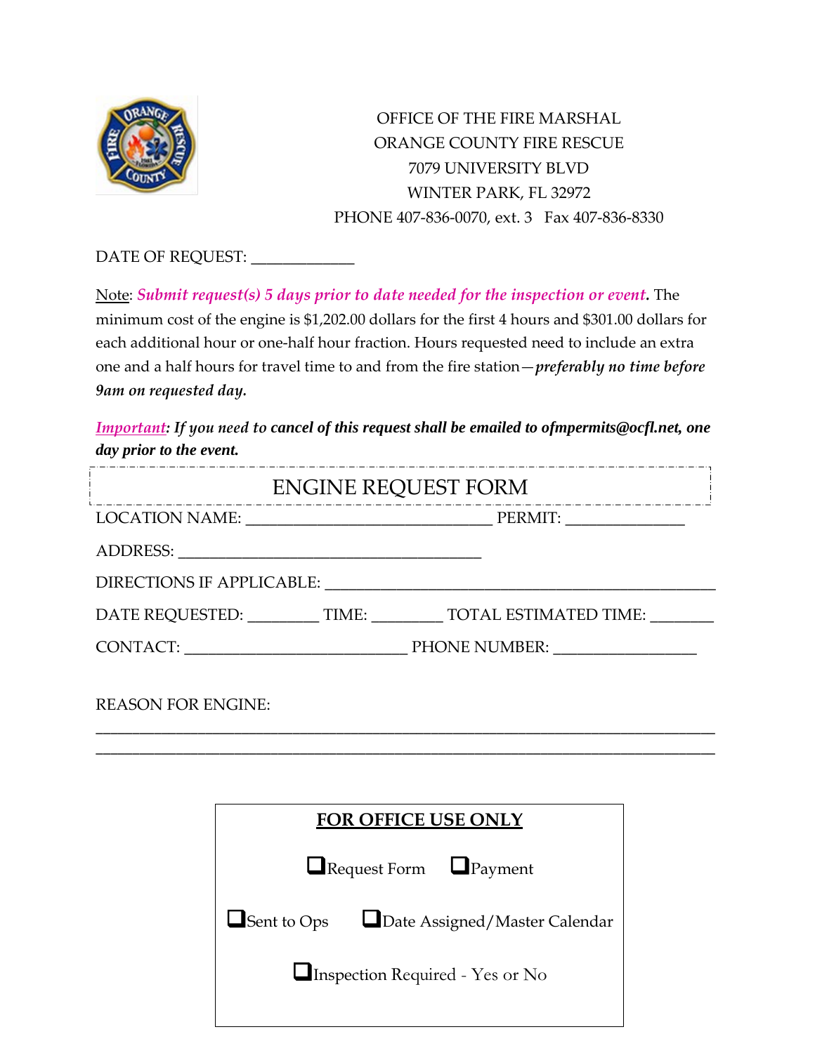OFFICE OF THE FIRE MARSHAL
ORANGE COUNTY FIRE RESCUE
7079 UNIVERSITY BLVD
WINTER PARK, FL 32972
PHONE 407-836-0070, ext. 3   Fax 407-836-8330

DATE OF REQUEST: ____________

Note: ***Submit request(s) 5 days prior to date needed for the inspection or event.*** The minimum cost of the engine is $1,202.00 dollars for the first 4 hours and $301.00 dollars for each additional hour or one-half hour fraction. Hours requested need to include an extra one and a half hours for travel time to and from the fire station—***preferably no time before 9am on requested day.***

***Important**: If you need to* ***cancel of this request shall be emailed to ofmpermits@ocfl.net, one day prior to the event.***

## ENGINE REQUEST FORM

LOCATION NAME: ______________________________ PERMIT: ______________

ADDRESS: _____________________________________

DIRECTIONS IF APPLICABLE: ________________________________________________

DATE REQUESTED: ________ TIME: ________ TOTAL ESTIMATED TIME: _______

CONTACT: ___________________________ PHONE NUMBER: _________________

REASON FOR ENGINE:

_____________________________________________________________________________

_____________________________________________________________________________

**FOR OFFICE USE ONLY**

- ☐ Request Form
- ☐ Payment
- ☐ Sent to Ops
- ☐ Date Assigned/Master Calendar
- ☐ Inspection Required - Yes or No